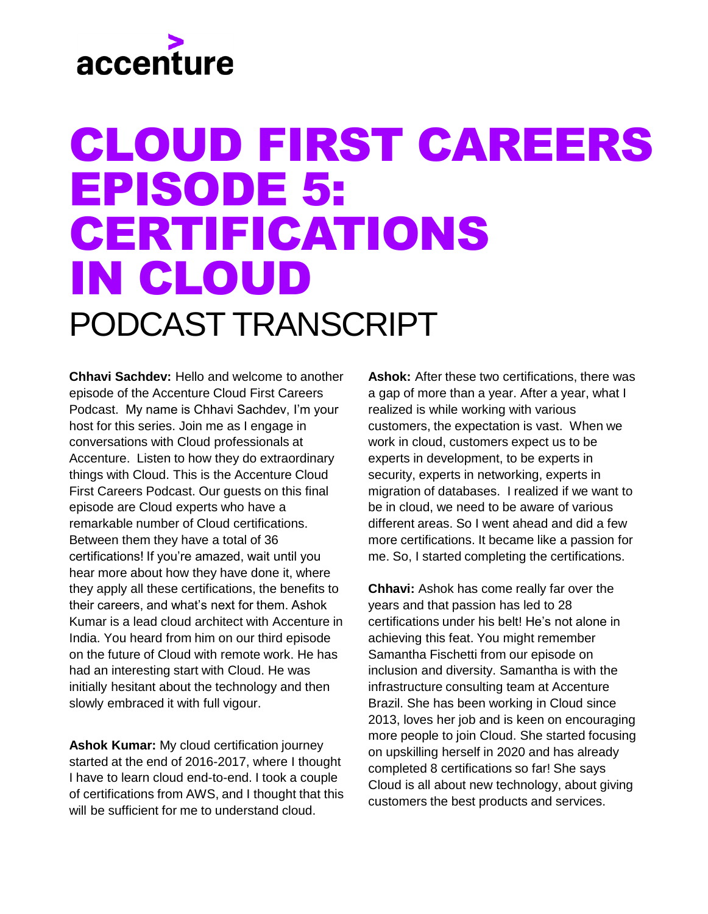accenture

# CLOUD FIRST CAREERS EPISODE 5: CERTIFICATIONS IN CLOUD

## PODCAST TRANSCRIPT

**Chhavi Sachdev:** Hello and welcome to another episode of the Accenture Cloud First Careers Podcast. My name is Chhavi Sachdev, I'm your host for this series. Join me as I engage in conversations with Cloud professionals at Accenture. Listen to how they do extraordinary things with Cloud. This is the Accenture Cloud First Careers Podcast. Our guests on this final episode are Cloud experts who have a remarkable number of Cloud certifications. Between them they have a total of 36 certifications! If you're amazed, wait until you hear more about how they have done it, where they apply all these certifications, the benefits to their careers, and what's next for them. Ashok Kumar is a lead cloud architect with Accenture in India. You heard from him on our third episode on the future of Cloud with remote work. He has had an interesting start with Cloud. He was initially hesitant about the technology and then slowly embraced it with full vigour.

**Ashok Kumar:** My cloud certification journey started at the end of 2016-2017, where I thought I have to learn cloud end-to-end. I took a couple of certifications from AWS, and I thought that this will be sufficient for me to understand cloud.

**Ashok:** After these two certifications, there was a gap of more than a year. After a year, what I realized is while working with various customers, the expectation is vast. When we work in cloud, customers expect us to be experts in development, to be experts in security, experts in networking, experts in migration of databases. I realized if we want to be in cloud, we need to be aware of various different areas. So I went ahead and did a few more certifications. It became like a passion for me. So, I started completing the certifications.

**Chhavi:** Ashok has come really far over the years and that passion has led to 28 certifications under his belt! He's not alone in achieving this feat. You might remember Samantha Fischetti from our episode on inclusion and diversity. Samantha is with the infrastructure consulting team at Accenture Brazil. She has been working in Cloud since 2013, loves her job and is keen on encouraging more people to join Cloud. She started focusing on upskilling herself in 2020 and has already completed 8 certifications so far! She says Cloud is all about new technology, about giving customers the best products and services.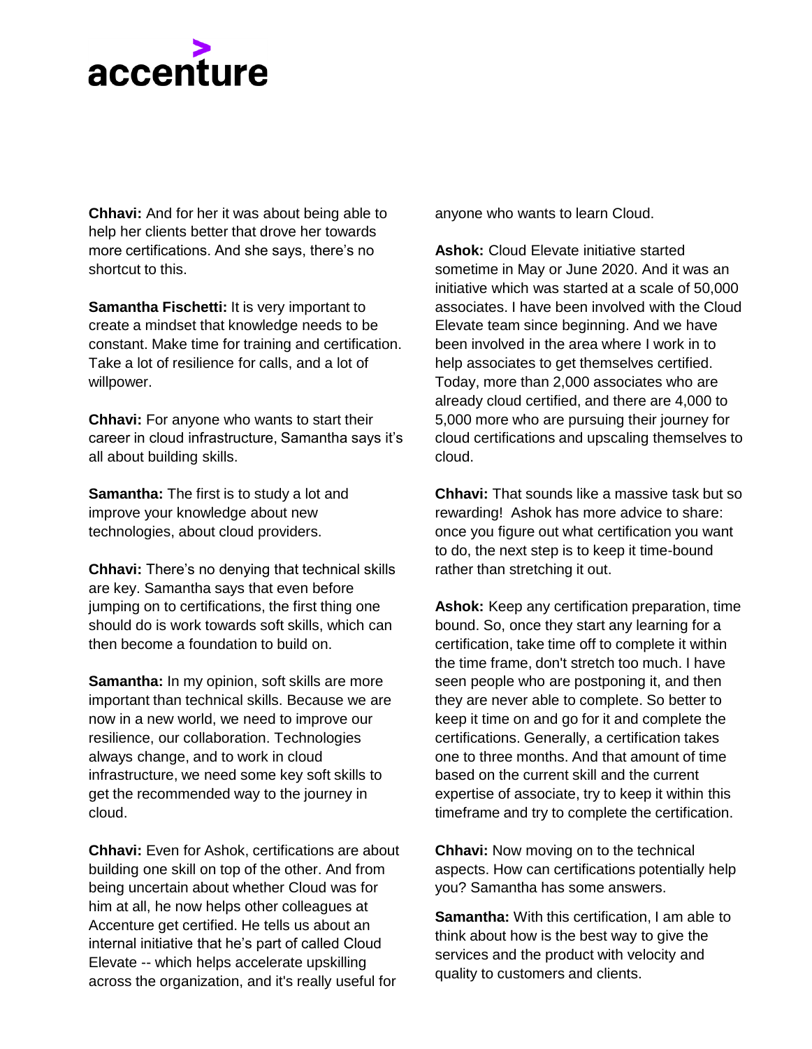**Chhavi:** And for her it was about being able to help her clients better that drove her towards more certifications. And she says, there's no shortcut to this.

**Samantha Fischetti:** It is very important to create a mindset that knowledge needs to be constant. Make time for training and certification. Take a lot of resilience for calls, and a lot of willpower.

**Chhavi:** For anyone who wants to start their career in cloud infrastructure, Samantha says it's all about building skills.

**Samantha:** The first is to study a lot and improve your knowledge about new technologies, about cloud providers.

**Chhavi:** There's no denying that technical skills are key. Samantha says that even before jumping on to certifications, the first thing one should do is work towards soft skills, which can then become a foundation to build on.

**Samantha:** In my opinion, soft skills are more important than technical skills. Because we are now in a new world, we need to improve our resilience, our collaboration. Technologies always change, and to work in cloud infrastructure, we need some key soft skills to get the recommended way to the journey in cloud.

**Chhavi:** Even for Ashok, certifications are about building one skill on top of the other. And from being uncertain about whether Cloud was for him at all, he now helps other colleagues at Accenture get certified. He tells us about an internal initiative that he's part of called Cloud Elevate -- which helps accelerate upskilling across the organization, and it's really useful for anyone who wants to learn Cloud.

**Ashok:** Cloud Elevate initiative started sometime in May or June 2020. And it was an initiative which was started at a scale of 50,000 associates. I have been involved with the Cloud Elevate team since beginning. And we have been involved in the area where I work in to help associates to get themselves certified. Today, more than 2,000 associates who are already cloud certified, and there are 4,000 to 5,000 more who are pursuing their journey for cloud certifications and upscaling themselves to cloud.

**Chhavi:** That sounds like a massive task but so rewarding! Ashok has more advice to share: once you figure out what certification you want to do, the next step is to keep it time-bound rather than stretching it out.

**Ashok:** Keep any certification preparation, time bound. So, once they start any learning for a certification, take time off to complete it within the time frame, don't stretch too much. I have seen people who are postponing it, and then they are never able to complete. So better to keep it time on and go for it and complete the certifications. Generally, a certification takes one to three months. And that amount of time based on the current skill and the current expertise of associate, try to keep it within this timeframe and try to complete the certification.

**Chhavi:** Now moving on to the technical aspects. How can certifications potentially help you? Samantha has some answers.

**Samantha:** With this certification, I am able to think about how is the best way to give the services and the product with velocity and quality to customers and clients.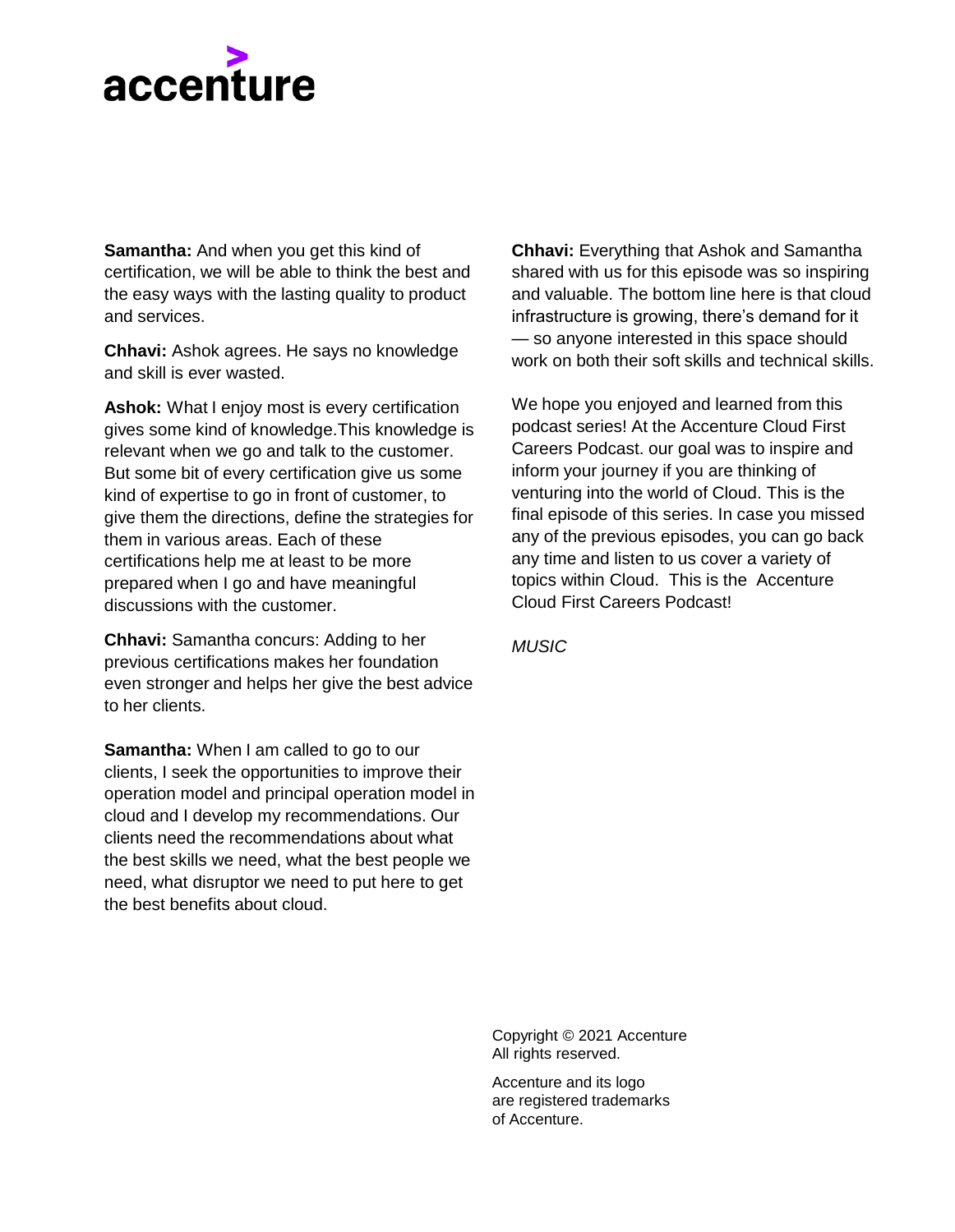**Samantha:** And when you get this kind of certification, we will be able to think the best and the easy ways with the lasting quality to product and services.

**Chhavi:** Ashok agrees. He says no knowledge and skill is ever wasted.

**Ashok:** What I enjoy most is every certification gives some kind of knowledge.This knowledge is relevant when we go and talk to the customer. But some bit of every certification give us some kind of expertise to go in front of customer, to give them the directions, define the strategies for them in various areas. Each of these certifications help me at least to be more prepared when I go and have meaningful discussions with the customer.

**Chhavi:** Samantha concurs: Adding to her previous certifications makes her foundation even stronger and helps her give the best advice to her clients.

**Samantha:** When I am called to go to our clients, I seek the opportunities to improve their operation model and principal operation model in cloud and I develop my recommendations. Our clients need the recommendations about what the best skills we need, what the best people we need, what disruptor we need to put here to get the best benefits about cloud.

**Chhavi:** Everything that Ashok and Samantha shared with us for this episode was so inspiring and valuable. The bottom line here is that cloud infrastructure is growing, there's demand for it — so anyone interested in this space should work on both their soft skills and technical skills.

We hope you enjoyed and learned from this podcast series! At the Accenture Cloud First Careers Podcast. our goal was to inspire and inform your journey if you are thinking of venturing into the world of Cloud. This is the final episode of this series. In case you missed any of the previous episodes, you can go back any time and listen to us cover a variety of topics within Cloud. This is the Accenture Cloud First Careers Podcast!

*MUSIC*

Copyright © 2021 Accenture
All rights reserved.

Accenture and its logo are registered trademarks of Accenture.